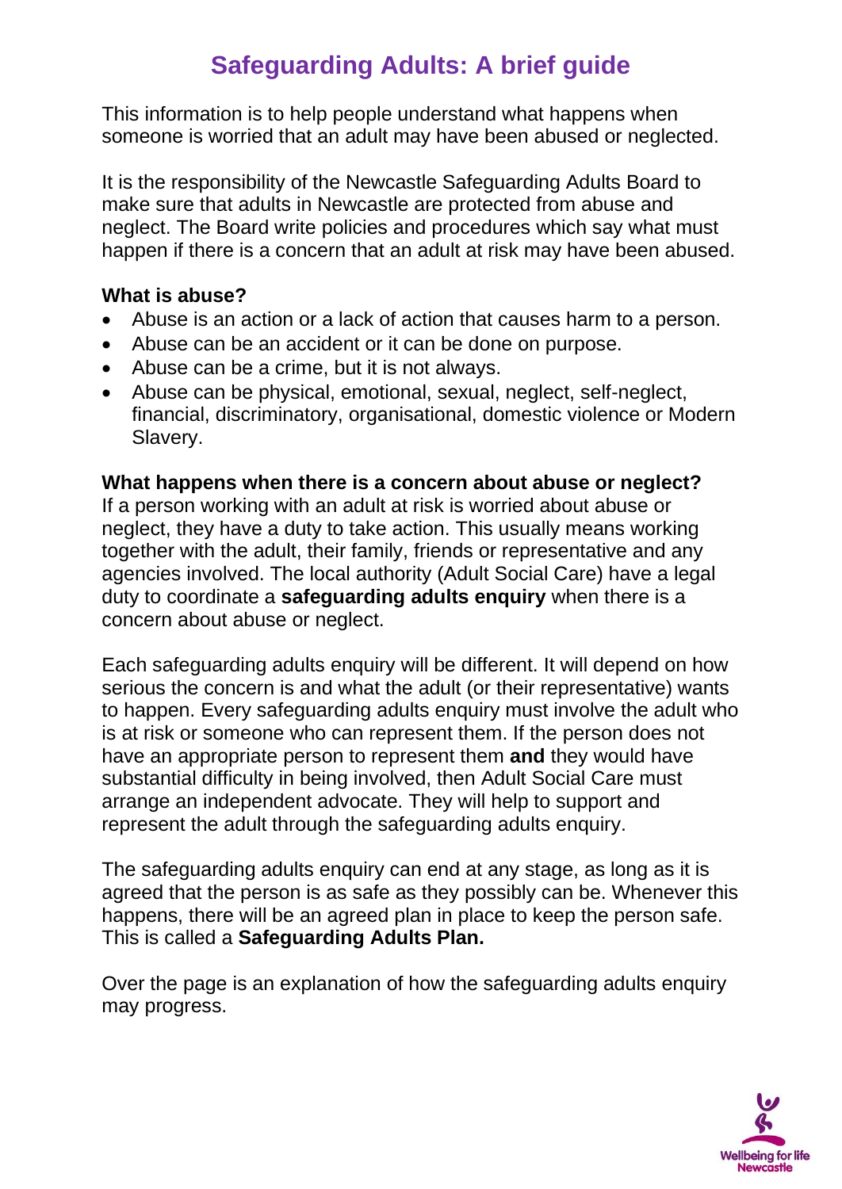# Safeguarding Adults: A brief guide

This information is to help people understand what happens when someone is worried that an adult may have been abused or neglected.

It is the responsibility of the Newcastle Safeguarding Adults Board to make sure that adults in Newcastle are protected from abuse and neglect. The Board write policies and procedures which say what must happen if there is a concern that an adult at risk may have been abused.

**What is abuse?**

- Abuse is an action or a lack of action that causes harm to a person.
- Abuse can be an accident or it can be done on purpose.
- Abuse can be a crime, but it is not always.
- Abuse can be physical, emotional, sexual, neglect, self-neglect, financial, discriminatory, organisational, domestic violence or Modern Slavery.

**What happens when there is a concern about abuse or neglect?**

If a person working with an adult at risk is worried about abuse or neglect, they have a duty to take action. This usually means working together with the adult, their family, friends or representative and any agencies involved. The local authority (Adult Social Care) have a legal duty to coordinate a **safeguarding adults enquiry** when there is a concern about abuse or neglect.

Each safeguarding adults enquiry will be different. It will depend on how serious the concern is and what the adult (or their representative) wants to happen. Every safeguarding adults enquiry must involve the adult who is at risk or someone who can represent them. If the person does not have an appropriate person to represent them **and** they would have substantial difficulty in being involved, then Adult Social Care must arrange an independent advocate. They will help to support and represent the adult through the safeguarding adults enquiry.

The safeguarding adults enquiry can end at any stage, as long as it is agreed that the person is as safe as they possibly can be. Whenever this happens, there will be an agreed plan in place to keep the person safe. This is called a **Safeguarding Adults Plan.**

Over the page is an explanation of how the safeguarding adults enquiry may progress.

Wellbeing for life
Newcastle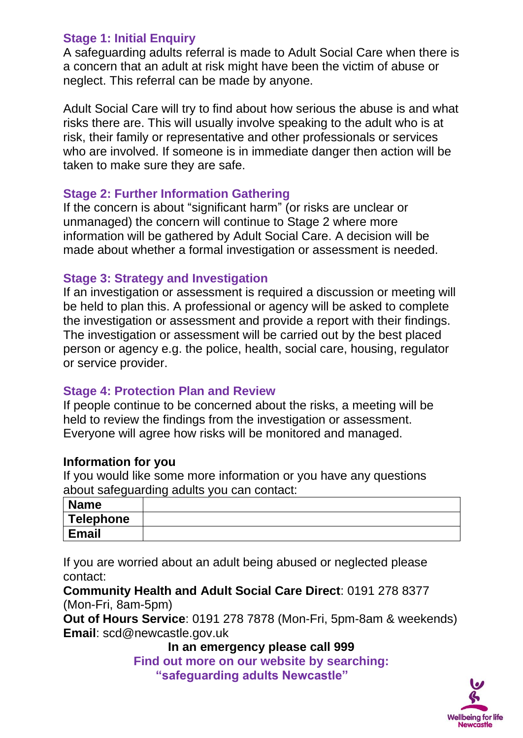## Stage 1: Initial Enquiry

A safeguarding adults referral is made to Adult Social Care when there is a concern that an adult at risk might have been the victim of abuse or neglect. This referral can be made by anyone.

Adult Social Care will try to find about how serious the abuse is and what risks there are. This will usually involve speaking to the adult who is at risk, their family or representative and other professionals or services who are involved. If someone is in immediate danger then action will be taken to make sure they are safe.

## Stage 2: Further Information Gathering

If the concern is about "significant harm" (or risks are unclear or unmanaged) the concern will continue to Stage 2 where more information will be gathered by Adult Social Care. A decision will be made about whether a formal investigation or assessment is needed.

## Stage 3: Strategy and Investigation

If an investigation or assessment is required a discussion or meeting will be held to plan this. A professional or agency will be asked to complete the investigation or assessment and provide a report with their findings. The investigation or assessment will be carried out by the best placed person or agency e.g. the police, health, social care, housing, regulator or service provider.

## Stage 4: Protection Plan and Review

If people continue to be concerned about the risks, a meeting will be held to review the findings from the investigation or assessment. Everyone will agree how risks will be monitored and managed.

**Information for you**

If you would like some more information or you have any questions about safeguarding adults you can contact:

| | |
|---|---|
| **Name** | |
| **Telephone** | |
| **Email** | |

If you are worried about an adult being abused or neglected please contact:

**Community Health and Adult Social Care Direct**: 0191 278 8377 (Mon-Fri, 8am-5pm)
**Out of Hours Service**: 0191 278 7878 (Mon-Fri, 5pm-8am & weekends)
**Email**: scd@newcastle.gov.uk

**In an emergency please call 999**

**Find out more on our website by searching: "safeguarding adults Newcastle"**

Wellbeing for life Newcastle